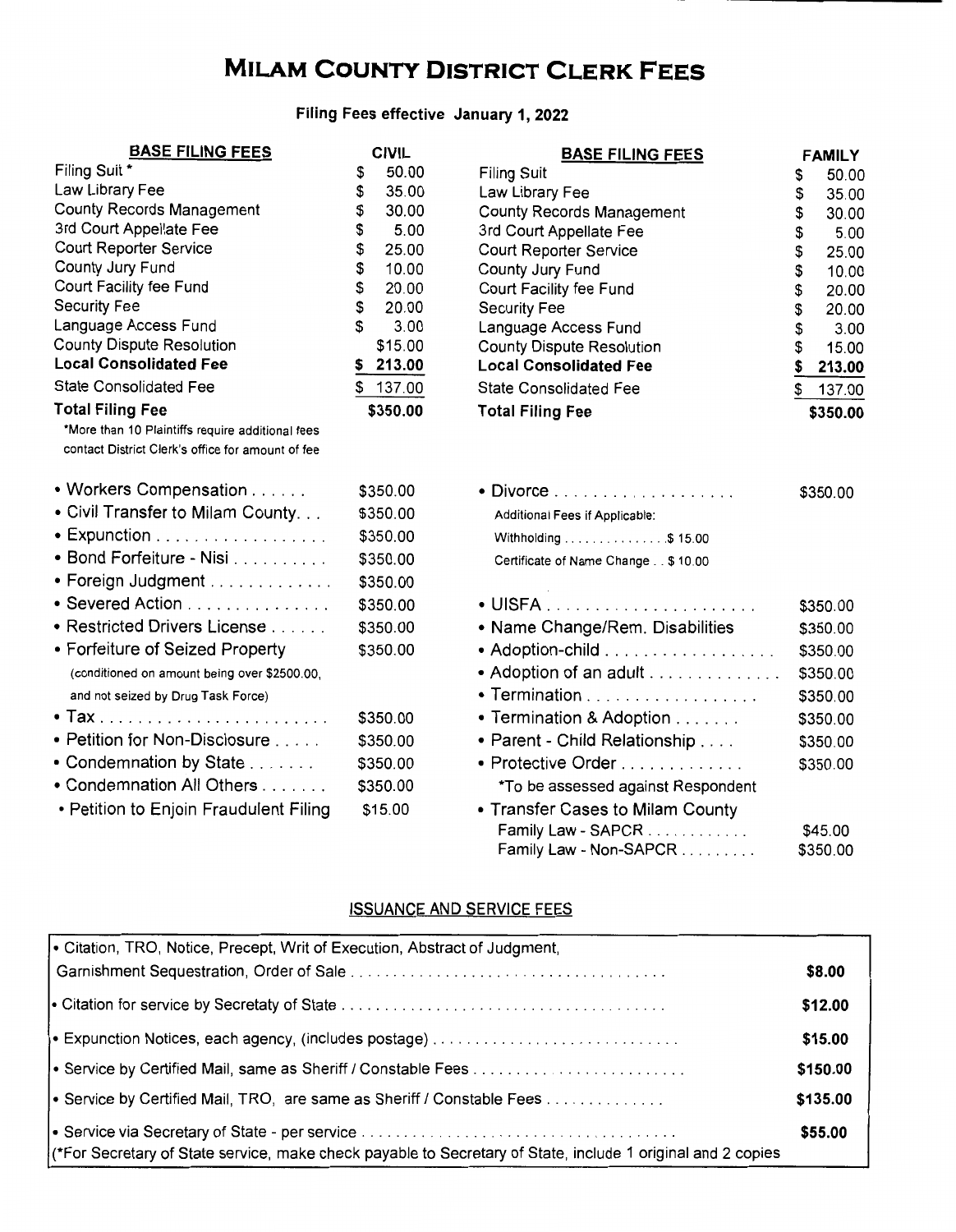# MILAM COUNTY DISTRICT CLERK FEES

**Filing Fees effective January 1, 2022**

| BASE FILING FEES | CIVIL |
|---|---|
| Filing Suit * | $ 50.00 |
| Law Library Fee | $ 35.00 |
| County Records Management | $ 30.00 |
| 3rd Court Appellate Fee | $ 5.00 |
| Court Reporter Service | $ 25.00 |
| County Jury Fund | $ 10.00 |
| Court Facility fee Fund | $ 20.00 |
| Security Fee | $ 20.00 |
| Language Access Fund | $ 3.00 |
| County Dispute Resolution | $15.00 |
| **Local Consolidated Fee** | **$ 213.00** |
| State Consolidated Fee | $ 137.00 |
| **Total Filing Fee** | **$350.00** |

*More than 10 Plaintiffs require additional fees contact District Clerk's office for amount of fee

| | |
|---|---|
| • Workers Compensation | $350.00 |
| • Civil Transfer to Milam County | $350.00 |
| • Expunction | $350.00 |
| • Bond Forfeiture - Nisi | $350.00 |
| • Foreign Judgment | $350.00 |
| • Severed Action | $350.00 |
| • Restricted Drivers License | $350.00 |
| • Forfeiture of Seized Property (conditioned on amount being over $2500.00, and not seized by Drug Task Force) | $350.00 |
| • Tax | $350.00 |
| • Petition for Non-Disclosure | $350.00 |
| • Condemnation by State | $350.00 |
| • Condemnation All Others | $350.00 |
| • Petition to Enjoin Fraudulent Filing | $15.00 |

| BASE FILING FEES | FAMILY |
|---|---|
| Filing Suit | $ 50.00 |
| Law Library Fee | $ 35.00 |
| County Records Management | $ 30.00 |
| 3rd Court Appellate Fee | $ 5.00 |
| Court Reporter Service | $ 25.00 |
| County Jury Fund | $ 10.00 |
| Court Facility fee Fund | $ 20.00 |
| Security Fee | $ 20.00 |
| Language Access Fund | $ 3.00 |
| County Dispute Resolution | $ 15.00 |
| **Local Consolidated Fee** | **$ 213.00** |
| State Consolidated Fee | $ 137.00 |
| **Total Filing Fee** | **$350.00** |

| | |
|---|---|
| • Divorce | $350.00 |
| Additional Fees if Applicable: Withholding $ 15.00; Certificate of Name Change $ 10.00 | |
| • UISFA | $350.00 |
| • Name Change/Rem. Disabilities | $350.00 |
| • Adoption-child | $350.00 |
| • Adoption of an adult | $350.00 |
| • Termination | $350.00 |
| • Termination & Adoption | $350.00 |
| • Parent - Child Relationship | $350.00 |
| • Protective Order (*To be assessed against Respondent) | $350.00 |
| • Transfer Cases to Milam County | |
| Family Law - SAPCR | $45.00 |
| Family Law - Non-SAPCR | $350.00 |

## ISSUANCE AND SERVICE FEES

| | |
|---|---|
| • Citation, TRO, Notice, Precept, Writ of Execution, Abstract of Judgment, Garnishment Sequestration, Order of Sale | **$8.00** |
| • Citation for service by Secretaty of State | **$12.00** |
| • Expunction Notices, each agency, (includes postage) | **$15.00** |
| • Service by Certified Mail, same as Sheriff / Constable Fees | **$150.00** |
| • Service by Certified Mail, TRO, are same as Sheriff / Constable Fees | **$135.00** |
| • Service via Secretary of State - per service (*For Secretary of State service, make check payable to Secretary of State, include 1 original and 2 copies | **$55.00** |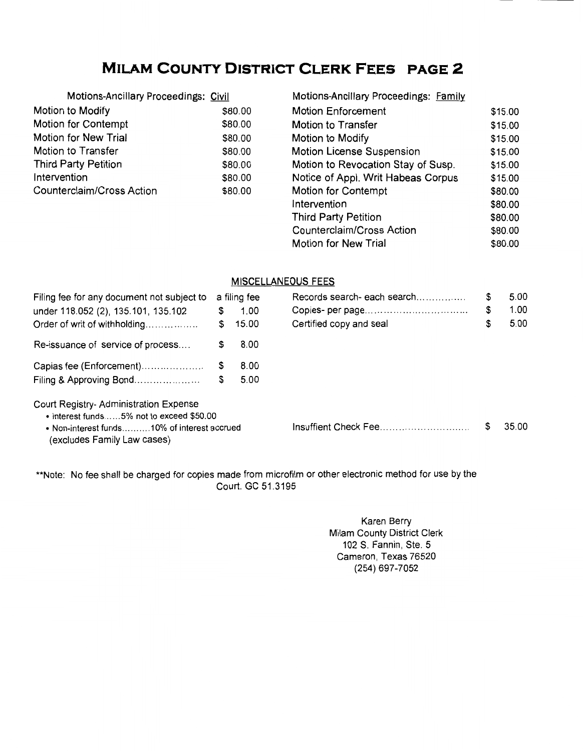# MILAM COUNTY DISTRICT CLERK FEES PAGE 2

| Motions-Ancillary Proceedings: Civil | |
|---|---|
| Motion to Modify | $80.00 |
| Motion for Contempt | $80.00 |
| Motion for New Trial | $80.00 |
| Motion to Transfer | $80.00 |
| Third Party Petition | $80.00 |
| Intervention | $80.00 |
| Counterclaim/Cross Action | $80.00 |

| Motions-Ancillary Proceedings: Family | |
|---|---|
| Motion Enforcement | $15.00 |
| Motion to Transfer | $15.00 |
| Motion to Modify | $15.00 |
| Motion License Suspension | $15.00 |
| Motion to Revocation Stay of Susp. | $15.00 |
| Notice of Appl. Writ Habeas Corpus | $15.00 |
| Motion for Contempt | $80.00 |
| Intervention | $80.00 |
| Third Party Petition | $80.00 |
| Counterclaim/Cross Action | $80.00 |
| Motion for New Trial | $80.00 |

## MISCELLANEOUS FEES

| | |
|---|---|
| Filing fee for any document not subject to a filing fee under 118.052 (2), 135.101, 135.102 | $ 1.00 |
| Order of writ of withholding................ | $ 15.00 |
| Re-issuance of service of process.... | $ 8.00 |
| Capias fee (Enforcement).................... | $ 8.00 |
| Filing & Approving Bond.................... | $ 5.00 |
| Records search- each search................ | $ 5.00 |
| Copies- per page................................ | $ 1.00 |
| Certified copy and seal | $ 5.00 |
| Insuffient Check Fee............................ | $ 35.00 |

Court Registry- Administration Expense

- interest funds......5% not to exceed $50.00
- Non-interest funds..........10% of interest accrued

(excludes Family Law cases)

**Note: No fee shall be charged for copies made from microfilm or other electronic method for use by the Court. GC 51.3195

Karen Berry
Milam County District Clerk
102 S. Fannin, Ste. 5
Cameron, Texas 76520
(254) 697-7052